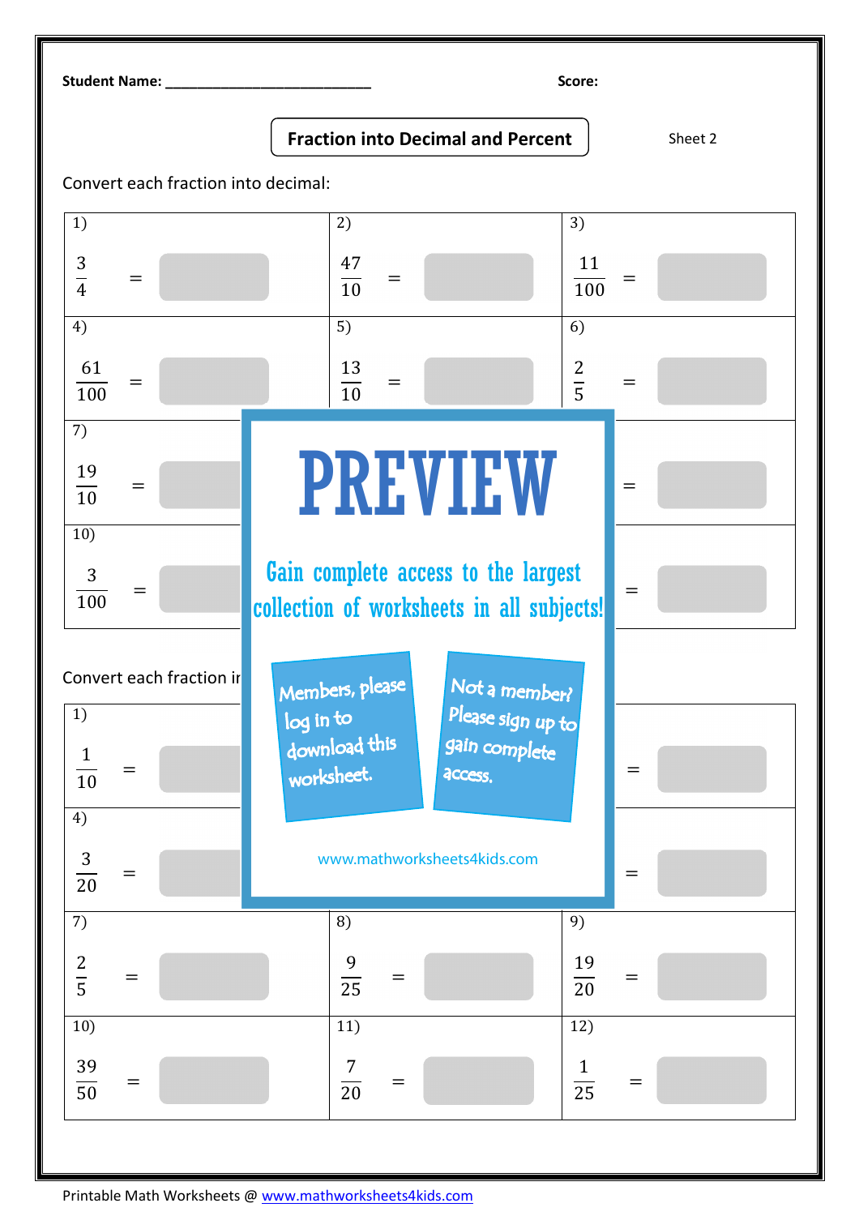Student Name: ___________________________ Score:

## Fraction into Decimal and Percent

Sheet 2

Convert each fraction into decimal:

| | | |
|---|---|---|
| 1) $\frac{3}{4}$ = | 2) $\frac{47}{10}$ = | 3) $\frac{11}{100}$ = |
| 4) $\frac{61}{100}$ = | 5) $\frac{13}{10}$ = | 6) $\frac{2}{5}$ = |
| 7) $\frac{19}{10}$ = | | = |
| 10) $\frac{3}{100}$ = | | = |

Convert each fraction ir

| | | |
|---|---|---|
| 1) $\frac{1}{10}$ = | | = |
| 4) $\frac{3}{20}$ = | | = |
| 7) $\frac{2}{5}$ = | 8) $\frac{9}{25}$ = | 9) $\frac{19}{20}$ = |
| 10) $\frac{39}{50}$ = | 11) $\frac{7}{20}$ = | 12) $\frac{1}{25}$ = |

PREVIEW

Gain complete access to the largest collection of worksheets in all subjects!

Members, please log in to download this worksheet.

Not a member? Please sign up to gain complete access.

www.mathworksheets4kids.com

Printable Math Worksheets @ www.mathworksheets4kids.com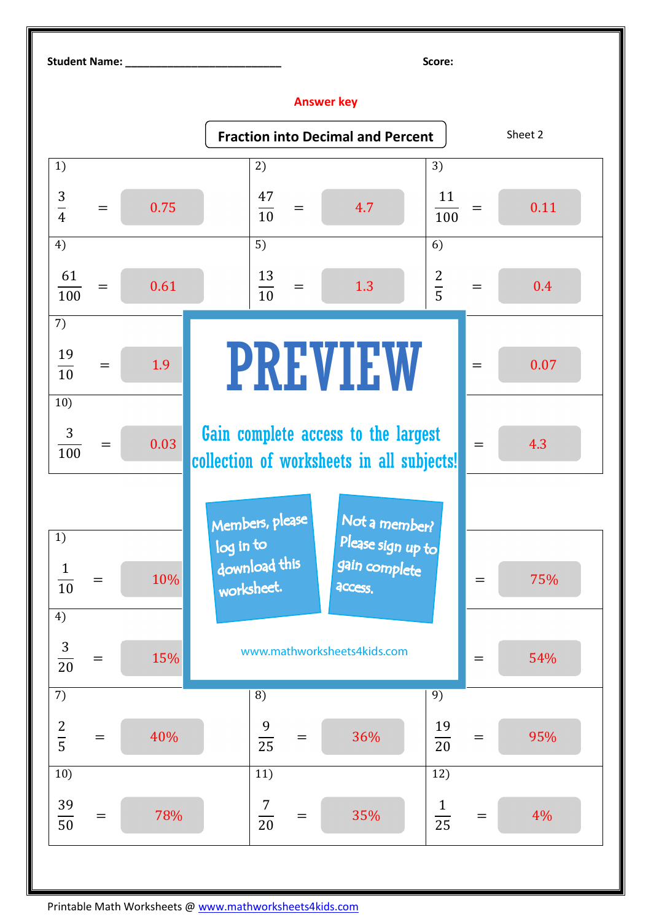Student Name: ___________________________ Score:

Answer key

## Fraction into Decimal and Percent

Sheet 2

| | | |
|---|---|---|
| 1) $\frac{3}{4}$ = 0.75 | 2) $\frac{47}{10}$ = 4.7 | 3) $\frac{11}{100}$ = 0.11 |
| 4) $\frac{61}{100}$ = 0.61 | 5) $\frac{13}{10}$ = 1.3 | 6) $\frac{2}{5}$ = 0.4 |
| 7) $\frac{19}{10}$ = 1.9 | | = 0.07 |
| 10) $\frac{3}{100}$ = 0.03 | | = 4.3 |

PREVIEW

Gain complete access to the largest collection of worksheets in all subjects!

Members, please log in to download this worksheet.

Not a member? Please sign up to gain complete access.

www.mathworksheets4kids.com

| | | |
|---|---|---|
| 1) $\frac{1}{10}$ = 10% | | = 75% |
| 4) $\frac{3}{20}$ = 15% | | = 54% |
| 7) $\frac{2}{5}$ = 40% | 8) $\frac{9}{25}$ = 36% | 9) $\frac{19}{20}$ = 95% |
| 10) $\frac{39}{50}$ = 78% | 11) $\frac{7}{20}$ = 35% | 12) $\frac{1}{25}$ = 4% |

Printable Math Worksheets @ www.mathworksheets4kids.com